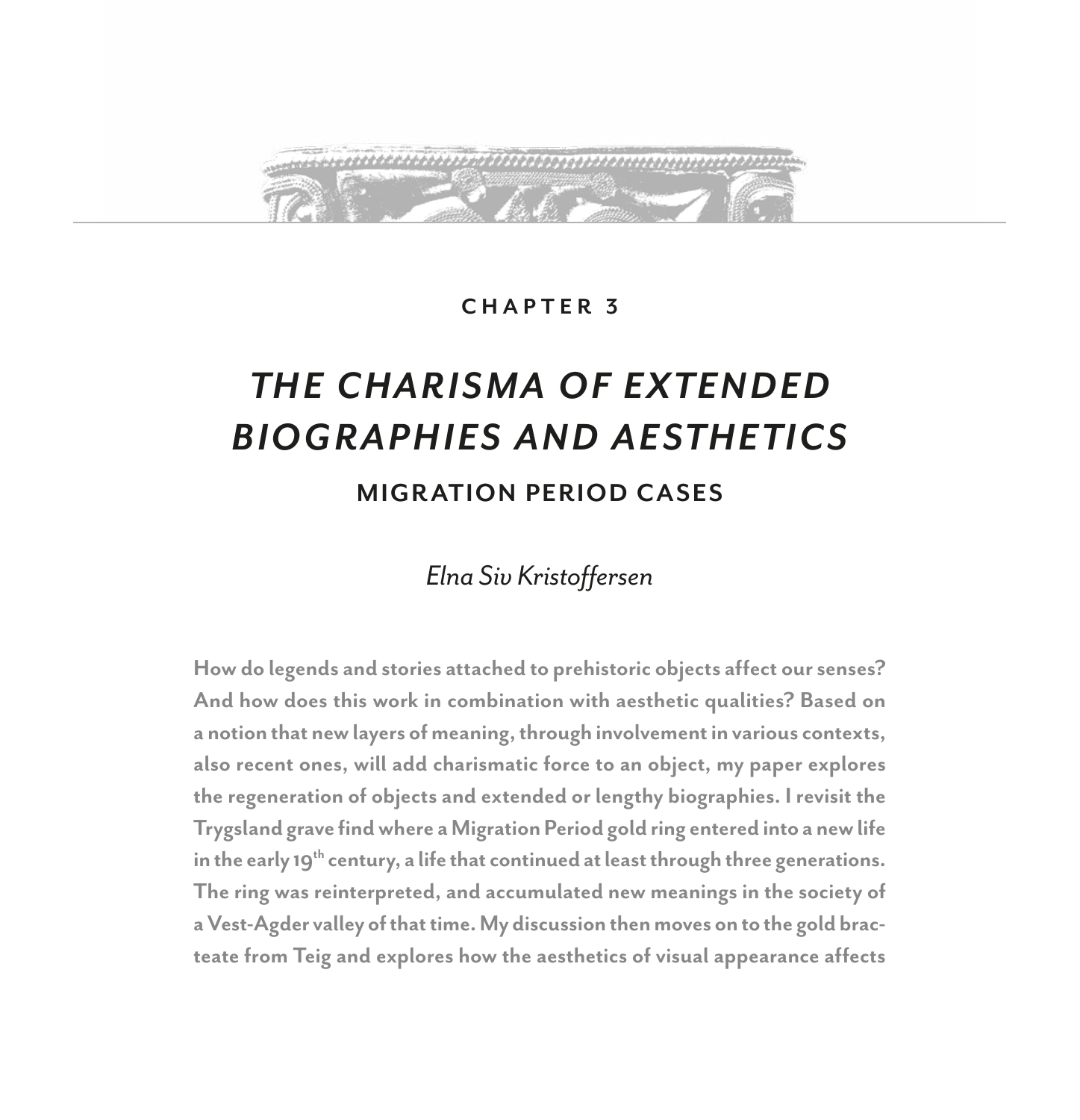CHAPTER 3

# *THE CHARISMA OF EXTENDED BIOGRAPHIES AND AESTHETICS*

## MIGRATION PERIOD CASES

*Elna Siv Kristoffersen*

**How do legends and stories attached to prehistoric objects affect our senses? And how does this work in combination with aesthetic qualities? Based on a notion that new layers of meaning, through involvement in various contexts, also recent ones, will add charismatic force to an object, my paper explores the regeneration of objects and extended or lengthy biographies. I revisit the Trygsland grave find where a Migration Period gold ring entered into a new life in the early 19th century, a life that continued at least through three generations. The ring was reinterpreted, and accumulated new meanings in the society of a Vest-Agder valley of that time. My discussion then moves on to the gold bracteate from Teig and explores how the aesthetics of visual appearance affects**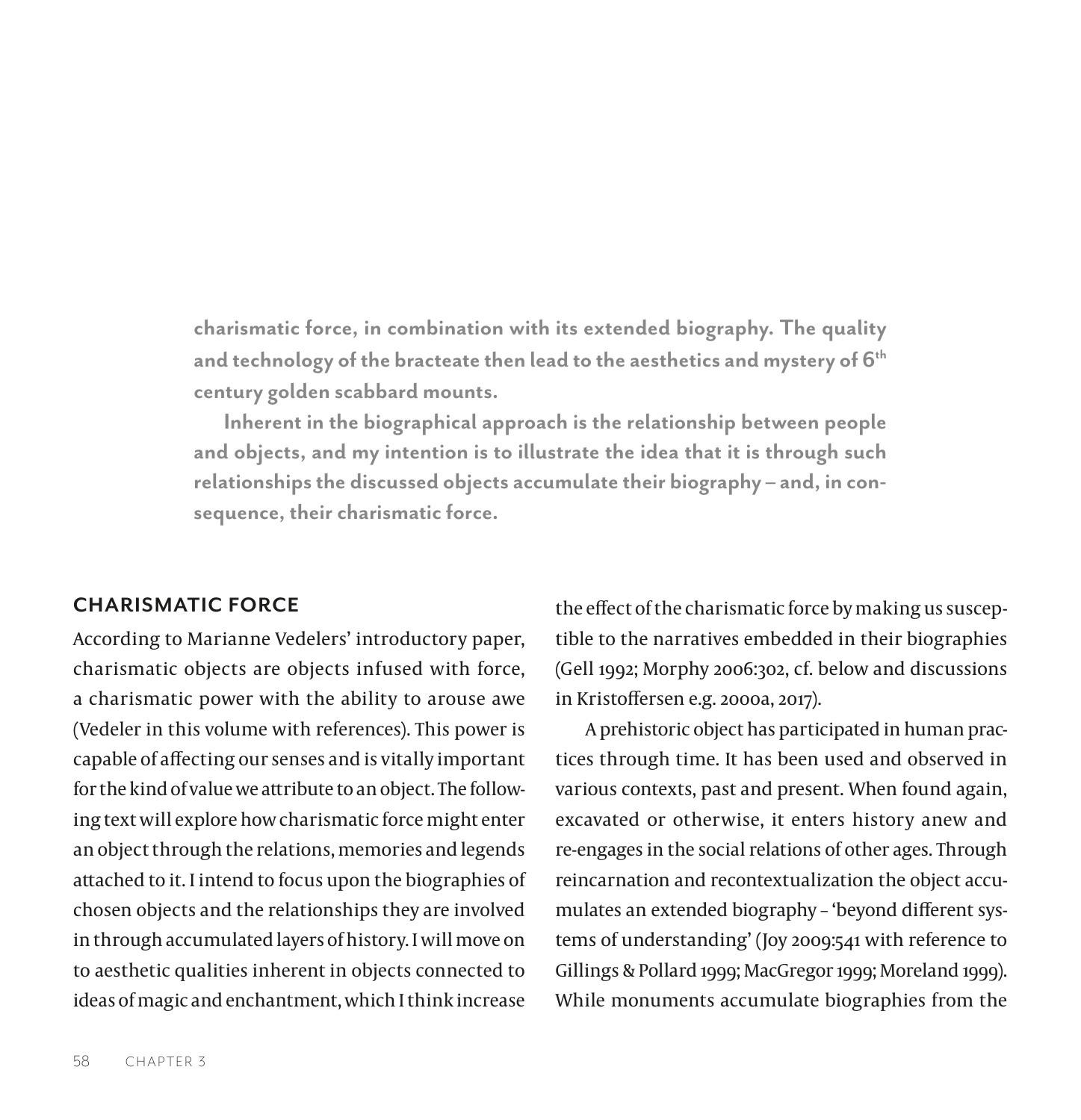**charismatic force, in combination with its extended biography. The quality and technology of the bracteate then lead to the aesthetics and mystery of 6th century golden scabbard mounts.**

**Inherent in the biographical approach is the relationship between people and objects, and my intention is to illustrate the idea that it is through such relationships the discussed objects accumulate their biography – and, in consequence, their charismatic force.**

## CHARISMATIC FORCE

According to Marianne Vedelers' introductory paper, charismatic objects are objects infused with force, a charismatic power with the ability to arouse awe (Vedeler in this volume with references). This power is capable of affecting our senses and is vitally important for the kind of value we attribute to an object. The following text will explore how charismatic force might enter an object through the relations, memories and legends attached to it. I intend to focus upon the biographies of chosen objects and the relationships they are involved in through accumulated layers of history. I will move on to aesthetic qualities inherent in objects connected to ideas of magic and enchantment, which I think increase the effect of the charismatic force by making us susceptible to the narratives embedded in their biographies (Gell 1992; Morphy 2006:302, cf. below and discussions in Kristoffersen e.g. 2000a, 2017).

A prehistoric object has participated in human practices through time. It has been used and observed in various contexts, past and present. When found again, excavated or otherwise, it enters history anew and re-engages in the social relations of other ages. Through reincarnation and recontextualization the object accumulates an extended biography – 'beyond different systems of understanding' (Joy 2009:541 with reference to Gillings & Pollard 1999; MacGregor 1999; Moreland 1999). While monuments accumulate biographies from the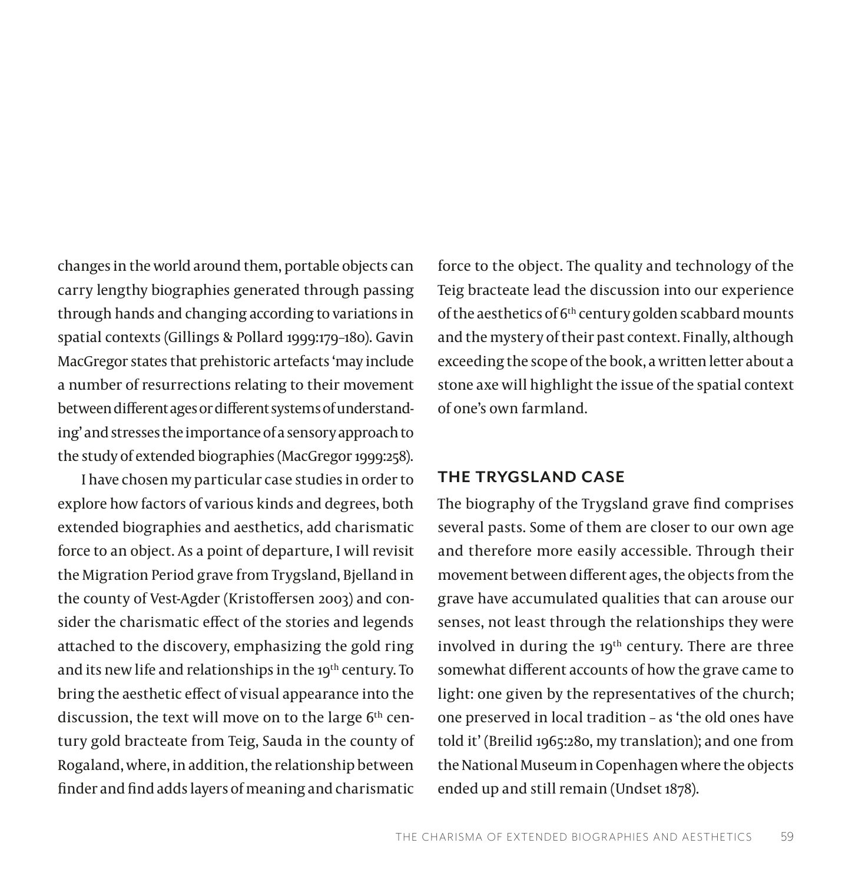changes in the world around them, portable objects can carry lengthy biographies generated through passing through hands and changing according to variations in spatial contexts (Gillings & Pollard 1999:179–180). Gavin MacGregor states that prehistoric artefacts 'may include a number of resurrections relating to their movement between different ages or different systems of understanding' and stresses the importance of a sensory approach to the study of extended biographies (MacGregor 1999:258).

I have chosen my particular case studies in order to explore how factors of various kinds and degrees, both extended biographies and aesthetics, add charismatic force to an object. As a point of departure, I will revisit the Migration Period grave from Trygsland, Bjelland in the county of Vest-Agder (Kristoffersen 2003) and consider the charismatic effect of the stories and legends attached to the discovery, emphasizing the gold ring and its new life and relationships in the 19th century. To bring the aesthetic effect of visual appearance into the discussion, the text will move on to the large 6th century gold bracteate from Teig, Sauda in the county of Rogaland, where, in addition, the relationship between finder and find adds layers of meaning and charismatic force to the object. The quality and technology of the Teig bracteate lead the discussion into our experience of the aesthetics of 6th century golden scabbard mounts and the mystery of their past context. Finally, although exceeding the scope of the book, a written letter about a stone axe will highlight the issue of the spatial context of one's own farmland.

## THE TRYGSLAND CASE

The biography of the Trygsland grave find comprises several pasts. Some of them are closer to our own age and therefore more easily accessible. Through their movement between different ages, the objects from the grave have accumulated qualities that can arouse our senses, not least through the relationships they were involved in during the 19th century. There are three somewhat different accounts of how the grave came to light: one given by the representatives of the church; one preserved in local tradition – as 'the old ones have told it' (Breilid 1965:280, my translation); and one from the National Museum in Copenhagen where the objects ended up and still remain (Undset 1878).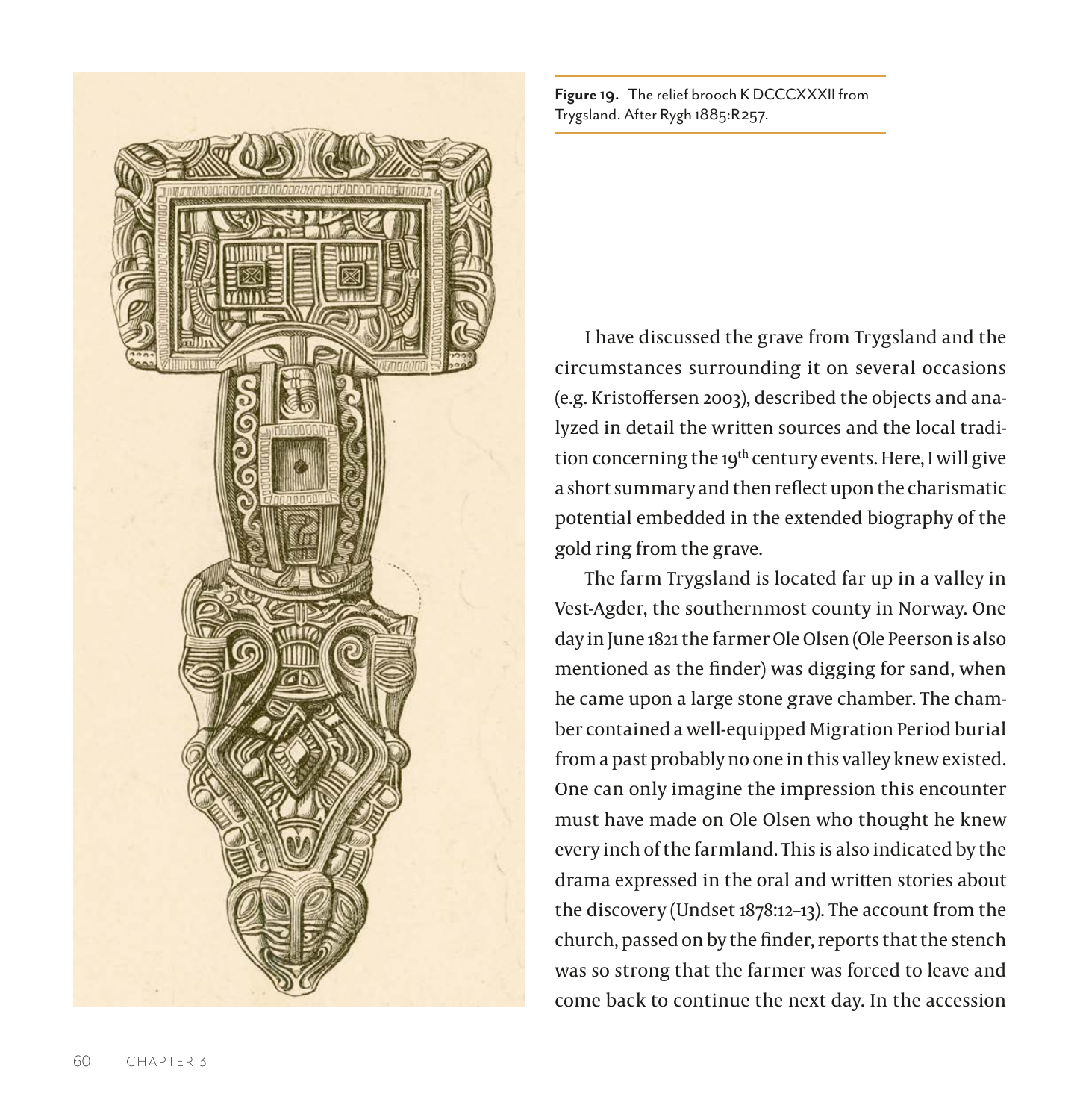**Figure 19.** The relief brooch K DCCCXXXII from Trygsland. After Rygh 1885:R257.

I have discussed the grave from Trygsland and the circumstances surrounding it on several occasions (e.g. Kristoffersen 2003), described the objects and analyzed in detail the written sources and the local tradition concerning the 19th century events. Here, I will give a short summary and then reflect upon the charismatic potential embedded in the extended biography of the gold ring from the grave.

The farm Trygsland is located far up in a valley in Vest-Agder, the southernmost county in Norway. One day in June 1821 the farmer Ole Olsen (Ole Peerson is also mentioned as the finder) was digging for sand, when he came upon a large stone grave chamber. The chamber contained a well-equipped Migration Period burial from a past probably no one in this valley knew existed. One can only imagine the impression this encounter must have made on Ole Olsen who thought he knew every inch of the farmland. This is also indicated by the drama expressed in the oral and written stories about the discovery (Undset 1878:12–13). The account from the church, passed on by the finder, reports that the stench was so strong that the farmer was forced to leave and come back to continue the next day. In the accession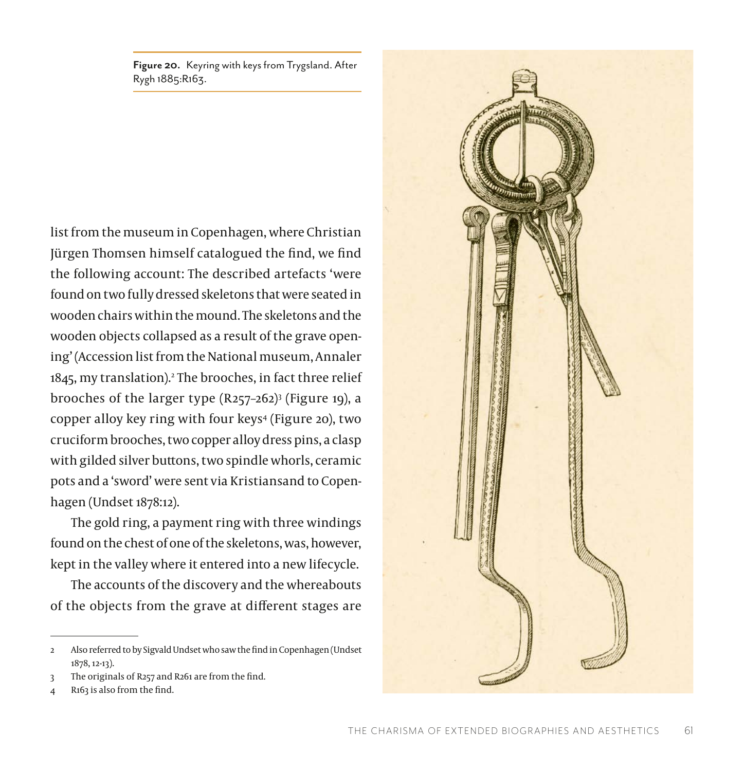**Figure 20.** Keyring with keys from Trygsland. After Rygh 1885:R163.

list from the museum in Copenhagen, where Christian Jürgen Thomsen himself catalogued the find, we find the following account: The described artefacts 'were found on two fully dressed skeletons that were seated in wooden chairs within the mound. The skeletons and the wooden objects collapsed as a result of the grave opening' (Accession list from the National museum, Annaler 1845, my translation).[2] The brooches, in fact three relief brooches of the larger type (R257–262)[3] (Figure 19), a copper alloy key ring with four keys[4] (Figure 20), two cruciform brooches, two copper alloy dress pins, a clasp with gilded silver buttons, two spindle whorls, ceramic pots and a 'sword' were sent via Kristiansand to Copenhagen (Undset 1878:12).

The gold ring, a payment ring with three windings found on the chest of one of the skeletons, was, however, kept in the valley where it entered into a new lifecycle.

The accounts of the discovery and the whereabouts of the objects from the grave at different stages are

---

2 Also referred to by Sigvald Undset who saw the find in Copenhagen (Undset 1878, 12-13).

3 The originals of R257 and R261 are from the find.

4 R163 is also from the find.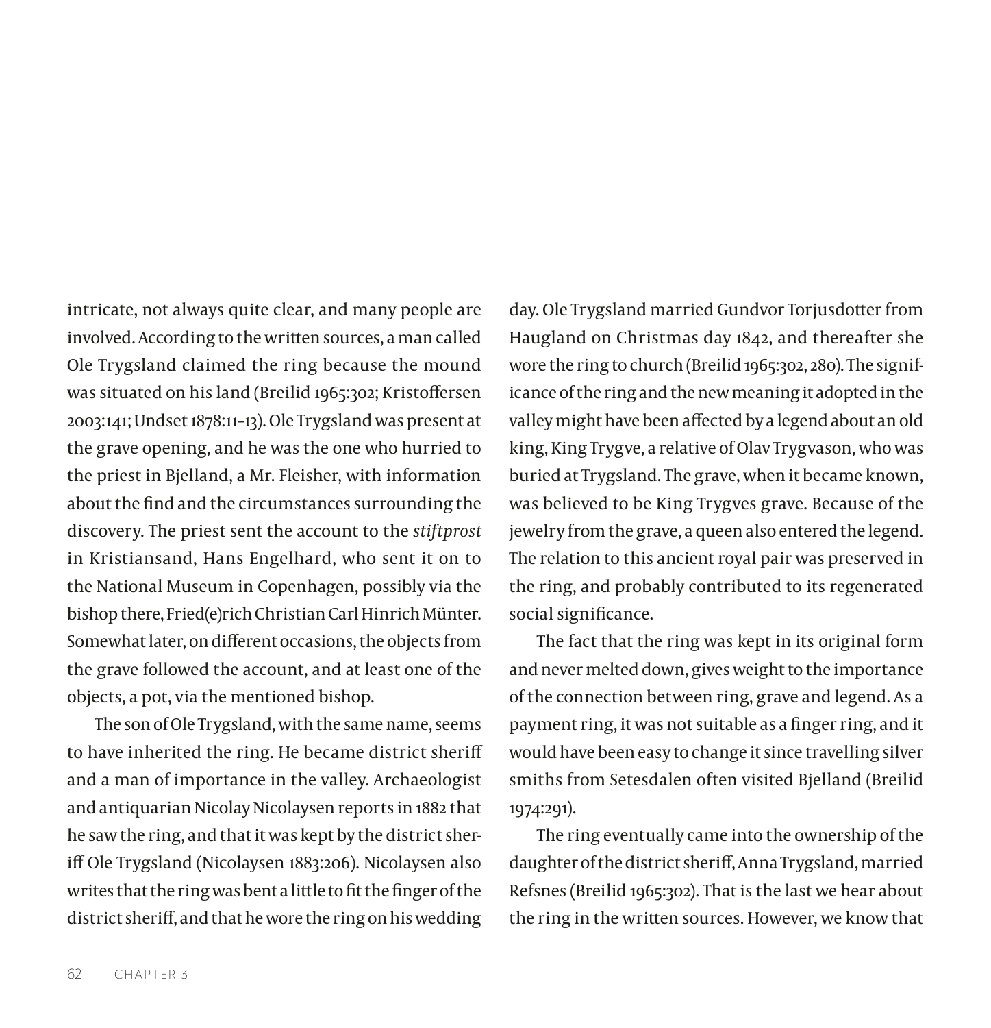intricate, not always quite clear, and many people are involved. According to the written sources, a man called Ole Trygsland claimed the ring because the mound was situated on his land (Breilid 1965:302; Kristoffersen 2003:141; Undset 1878:11–13). Ole Trygsland was present at the grave opening, and he was the one who hurried to the priest in Bjelland, a Mr. Fleisher, with information about the find and the circumstances surrounding the discovery. The priest sent the account to the *stiftprost* in Kristiansand, Hans Engelhard, who sent it on to the National Museum in Copenhagen, possibly via the bishop there, Fried(e)rich Christian Carl Hinrich Münter. Somewhat later, on different occasions, the objects from the grave followed the account, and at least one of the objects, a pot, via the mentioned bishop.

The son of Ole Trygsland, with the same name, seems to have inherited the ring. He became district sheriff and a man of importance in the valley. Archaeologist and antiquarian Nicolay Nicolaysen reports in 1882 that he saw the ring, and that it was kept by the district sheriff Ole Trygsland (Nicolaysen 1883:206). Nicolaysen also writes that the ring was bent a little to fit the finger of the district sheriff, and that he wore the ring on his wedding day. Ole Trygsland married Gundvor Torjusdotter from Haugland on Christmas day 1842, and thereafter she wore the ring to church (Breilid 1965:302, 280). The significance of the ring and the new meaning it adopted in the valley might have been affected by a legend about an old king, King Trygve, a relative of Olav Trygvason, who was buried at Trygsland. The grave, when it became known, was believed to be King Trygves grave. Because of the jewelry from the grave, a queen also entered the legend. The relation to this ancient royal pair was preserved in the ring, and probably contributed to its regenerated social significance.

The fact that the ring was kept in its original form and never melted down, gives weight to the importance of the connection between ring, grave and legend. As a payment ring, it was not suitable as a finger ring, and it would have been easy to change it since travelling silver smiths from Setesdalen often visited Bjelland (Breilid 1974:291).

The ring eventually came into the ownership of the daughter of the district sheriff, Anna Trygsland, married Refsnes (Breilid 1965:302). That is the last we hear about the ring in the written sources. However, we know that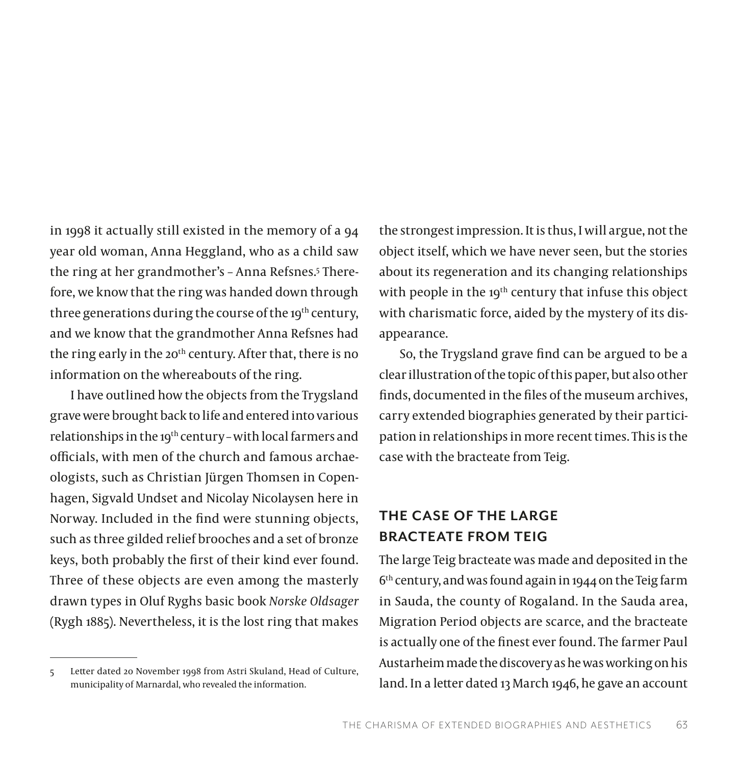in 1998 it actually still existed in the memory of a 94 year old woman, Anna Heggland, who as a child saw the ring at her grandmother's – Anna Refsnes.[5] Therefore, we know that the ring was handed down through three generations during the course of the 19th century, and we know that the grandmother Anna Refsnes had the ring early in the 20th century. After that, there is no information on the whereabouts of the ring.

I have outlined how the objects from the Trygsland grave were brought back to life and entered into various relationships in the 19th century – with local farmers and officials, with men of the church and famous archaeologists, such as Christian Jürgen Thomsen in Copenhagen, Sigvald Undset and Nicolay Nicolaysen here in Norway. Included in the find were stunning objects, such as three gilded relief brooches and a set of bronze keys, both probably the first of their kind ever found. Three of these objects are even among the masterly drawn types in Oluf Ryghs basic book *Norske Oldsager* (Rygh 1885). Nevertheless, it is the lost ring that makes the strongest impression. It is thus, I will argue, not the object itself, which we have never seen, but the stories about its regeneration and its changing relationships with people in the 19th century that infuse this object with charismatic force, aided by the mystery of its disappearance.

So, the Trygsland grave find can be argued to be a clear illustration of the topic of this paper, but also other finds, documented in the files of the museum archives, carry extended biographies generated by their participation in relationships in more recent times. This is the case with the bracteate from Teig.

## THE CASE OF THE LARGE BRACTEATE FROM TEIG

The large Teig bracteate was made and deposited in the 6th century, and was found again in 1944 on the Teig farm in Sauda, the county of Rogaland. In the Sauda area, Migration Period objects are scarce, and the bracteate is actually one of the finest ever found. The farmer Paul Austarheim made the discovery as he was working on his land. In a letter dated 13 March 1946, he gave an account

---

5 Letter dated 20 November 1998 from Astri Skuland, Head of Culture, municipality of Marnardal, who revealed the information.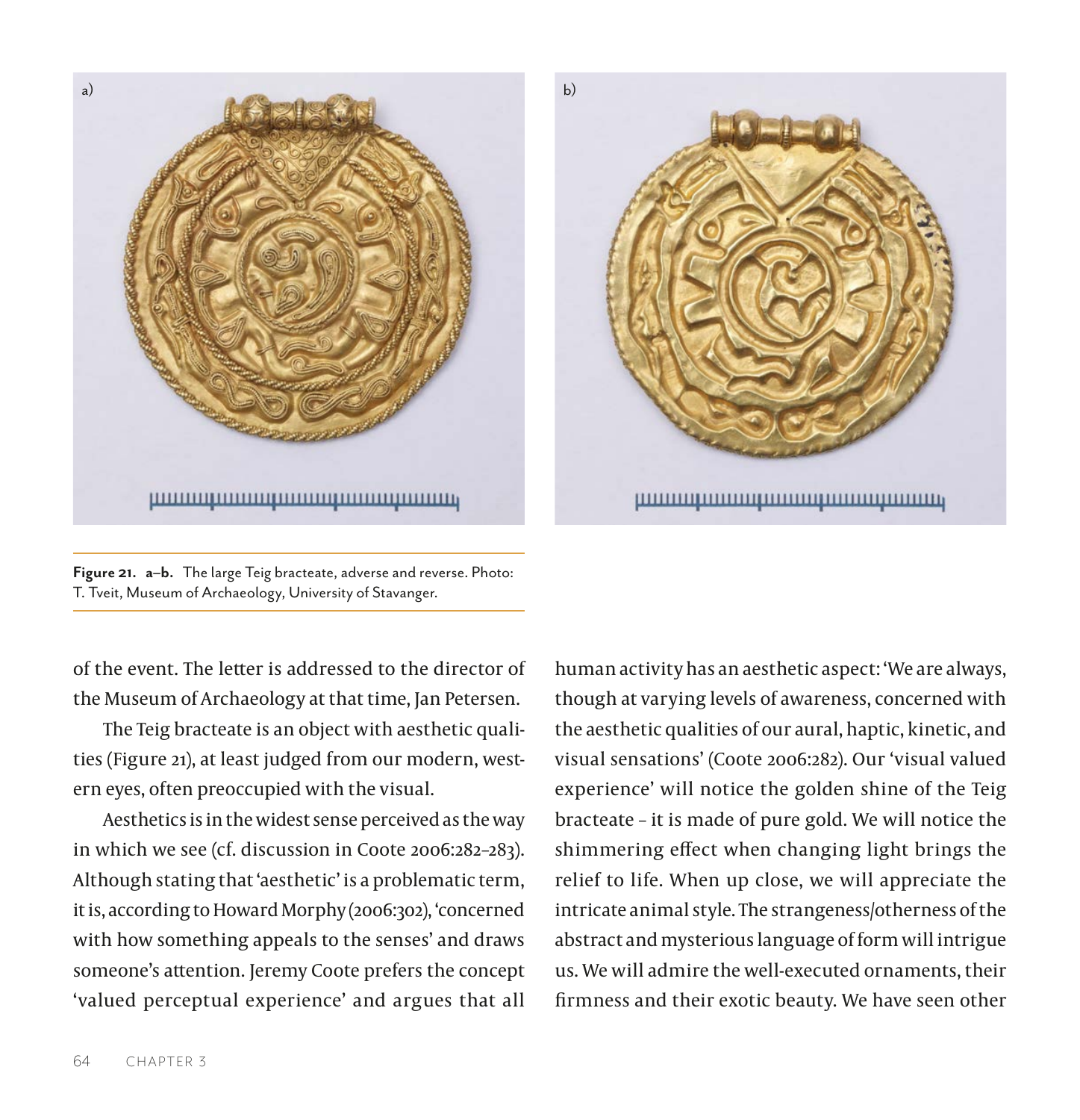**Figure 21. a–b.** The large Teig bracteate, adverse and reverse. Photo: T. Tveit, Museum of Archaeology, University of Stavanger.

of the event. The letter is addressed to the director of the Museum of Archaeology at that time, Jan Petersen.

The Teig bracteate is an object with aesthetic qualities (Figure 21), at least judged from our modern, western eyes, often preoccupied with the visual.

Aesthetics is in the widest sense perceived as the way in which we see (cf. discussion in Coote 2006:282–283). Although stating that 'aesthetic' is a problematic term, it is, according to Howard Morphy (2006:302), 'concerned with how something appeals to the senses' and draws someone's attention. Jeremy Coote prefers the concept 'valued perceptual experience' and argues that all human activity has an aesthetic aspect: 'We are always, though at varying levels of awareness, concerned with the aesthetic qualities of our aural, haptic, kinetic, and visual sensations' (Coote 2006:282). Our 'visual valued experience' will notice the golden shine of the Teig bracteate – it is made of pure gold. We will notice the shimmering effect when changing light brings the relief to life. When up close, we will appreciate the intricate animal style. The strangeness/otherness of the abstract and mysterious language of form will intrigue us. We will admire the well-executed ornaments, their firmness and their exotic beauty. We have seen other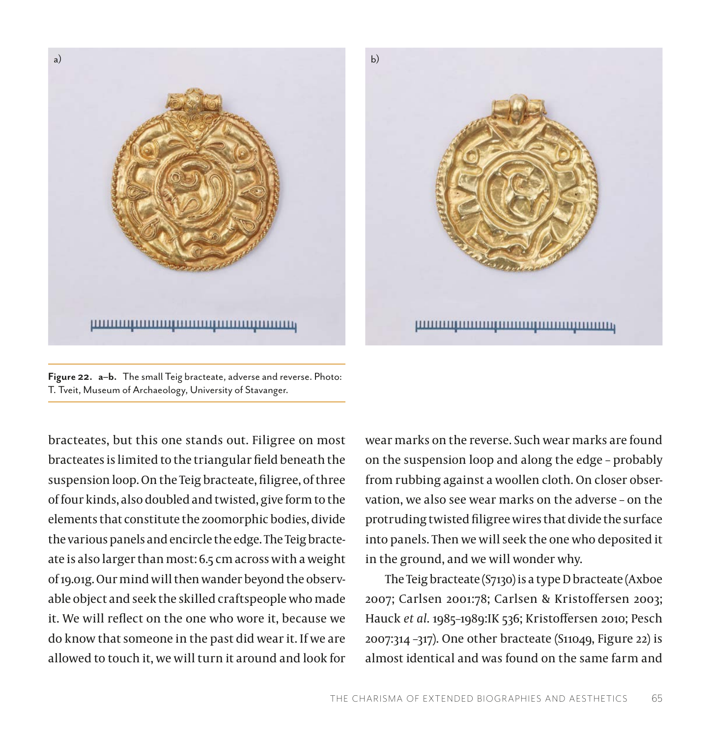Figure 22. a–b. The small Teig bracteate, adverse and reverse. Photo: T. Tveit, Museum of Archaeology, University of Stavanger.

bracteates, but this one stands out. Filigree on most bracteates is limited to the triangular field beneath the suspension loop. On the Teig bracteate, filigree, of three of four kinds, also doubled and twisted, give form to the elements that constitute the zoomorphic bodies, divide the various panels and encircle the edge. The Teig bracteate is also larger than most: 6.5 cm across with a weight of 19.01g. Our mind will then wander beyond the observable object and seek the skilled craftspeople who made it. We will reflect on the one who wore it, because we do know that someone in the past did wear it. If we are allowed to touch it, we will turn it around and look for wear marks on the reverse. Such wear marks are found on the suspension loop and along the edge – probably from rubbing against a woollen cloth. On closer observation, we also see wear marks on the adverse – on the protruding twisted filigree wires that divide the surface into panels. Then we will seek the one who deposited it in the ground, and we will wonder why.

The Teig bracteate (S7130) is a type D bracteate (Axboe 2007; Carlsen 2001:78; Carlsen & Kristoffersen 2003; Hauck *et al.* 1985–1989:IK 536; Kristoffersen 2010; Pesch 2007:314 –317). One other bracteate (S11049, Figure 22) is almost identical and was found on the same farm and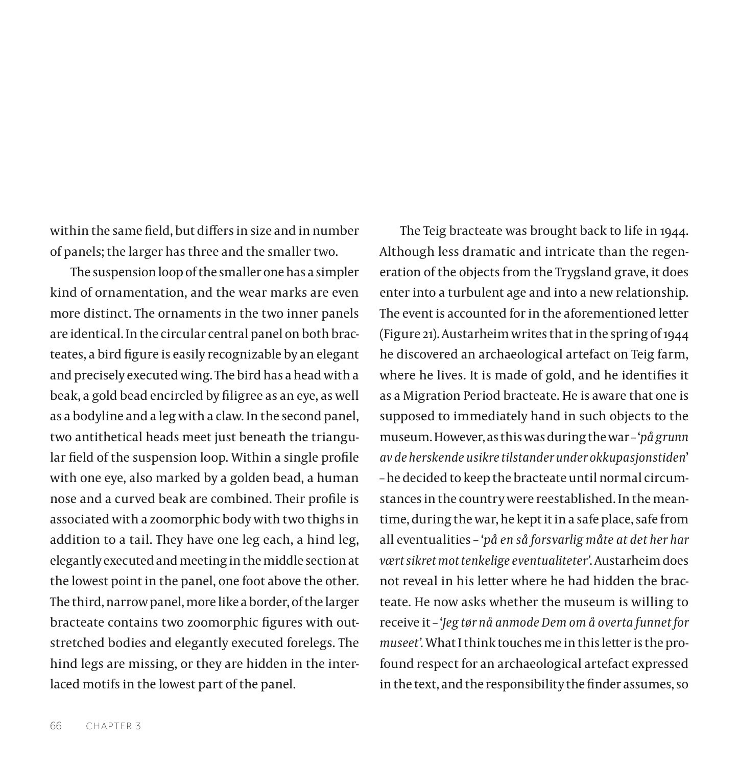within the same field, but differs in size and in number of panels; the larger has three and the smaller two.

The suspension loop of the smaller one has a simpler kind of ornamentation, and the wear marks are even more distinct. The ornaments in the two inner panels are identical. In the circular central panel on both bracteates, a bird figure is easily recognizable by an elegant and precisely executed wing. The bird has a head with a beak, a gold bead encircled by filigree as an eye, as well as a bodyline and a leg with a claw. In the second panel, two antithetical heads meet just beneath the triangular field of the suspension loop. Within a single profile with one eye, also marked by a golden bead, a human nose and a curved beak are combined. Their profile is associated with a zoomorphic body with two thighs in addition to a tail. They have one leg each, a hind leg, elegantly executed and meeting in the middle section at the lowest point in the panel, one foot above the other. The third, narrow panel, more like a border, of the larger bracteate contains two zoomorphic figures with outstretched bodies and elegantly executed forelegs. The hind legs are missing, or they are hidden in the interlaced motifs in the lowest part of the panel.

The Teig bracteate was brought back to life in 1944. Although less dramatic and intricate than the regeneration of the objects from the Trygsland grave, it does enter into a turbulent age and into a new relationship. The event is accounted for in the aforementioned letter (Figure 21). Austarheim writes that in the spring of 1944 he discovered an archaeological artefact on Teig farm, where he lives. It is made of gold, and he identifies it as a Migration Period bracteate. He is aware that one is supposed to immediately hand in such objects to the museum. However, as this was during the war – '*på grunn av de herskende usikre tilstander under okkupasjonstiden*' – he decided to keep the bracteate until normal circumstances in the country were reestablished. In the meantime, during the war, he kept it in a safe place, safe from all eventualities – '*på en så forsvarlig måte at det her har vært sikret mot tenkelige eventualiteter*'. Austarheim does not reveal in his letter where he had hidden the bracteate. He now asks whether the museum is willing to receive it – '*Jeg tør nå anmode Dem om å overta funnet for museet*'. What I think touches me in this letter is the profound respect for an archaeological artefact expressed in the text, and the responsibility the finder assumes, so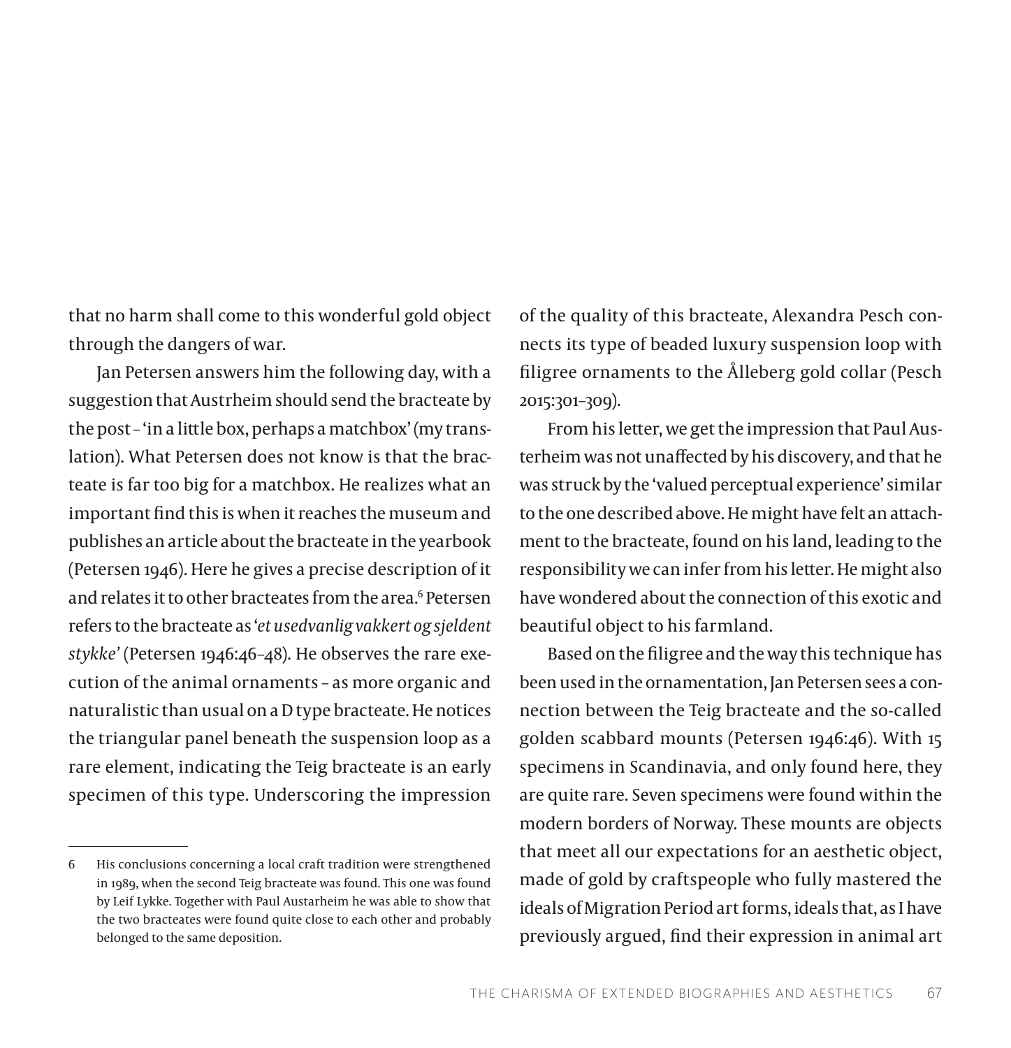that no harm shall come to this wonderful gold object through the dangers of war.

Jan Petersen answers him the following day, with a suggestion that Austrheim should send the bracteate by the post – 'in a little box, perhaps a matchbox' (my translation). What Petersen does not know is that the bracteate is far too big for a matchbox. He realizes what an important find this is when it reaches the museum and publishes an article about the bracteate in the yearbook (Petersen 1946). Here he gives a precise description of it and relates it to other bracteates from the area.[6] Petersen refers to the bracteate as '*et usedvanlig vakkert og sjeldent stykke*' (Petersen 1946:46–48). He observes the rare execution of the animal ornaments – as more organic and naturalistic than usual on a D type bracteate. He notices the triangular panel beneath the suspension loop as a rare element, indicating the Teig bracteate is an early specimen of this type. Underscoring the impression of the quality of this bracteate, Alexandra Pesch connects its type of beaded luxury suspension loop with filigree ornaments to the Ålleberg gold collar (Pesch 2015:301–309).

From his letter, we get the impression that Paul Austerheim was not unaffected by his discovery, and that he was struck by the 'valued perceptual experience' similar to the one described above. He might have felt an attachment to the bracteate, found on his land, leading to the responsibility we can infer from his letter. He might also have wondered about the connection of this exotic and beautiful object to his farmland.

Based on the filigree and the way this technique has been used in the ornamentation, Jan Petersen sees a connection between the Teig bracteate and the so-called golden scabbard mounts (Petersen 1946:46). With 15 specimens in Scandinavia, and only found here, they are quite rare. Seven specimens were found within the modern borders of Norway. These mounts are objects that meet all our expectations for an aesthetic object, made of gold by craftspeople who fully mastered the ideals of Migration Period art forms, ideals that, as I have previously argued, find their expression in animal art

6 His conclusions concerning a local craft tradition were strengthened in 1989, when the second Teig bracteate was found. This one was found by Leif Lykke. Together with Paul Austarheim he was able to show that the two bracteates were found quite close to each other and probably belonged to the same deposition.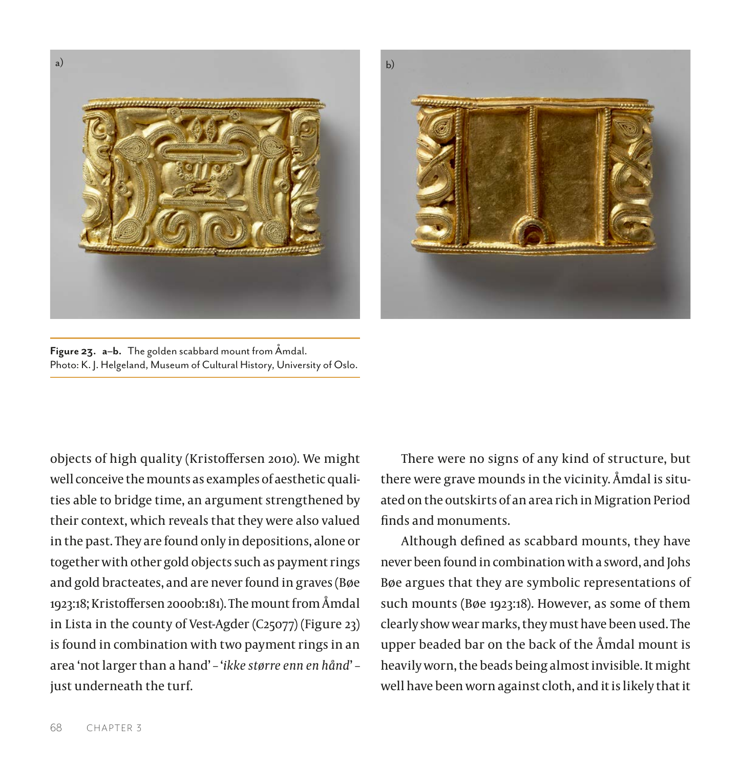a)

b)

**Figure 23. a–b.** The golden scabbard mount from Åmdal.
Photo: K. J. Helgeland, Museum of Cultural History, University of Oslo.

objects of high quality (Kristoffersen 2010). We might well conceive the mounts as examples of aesthetic qualities able to bridge time, an argument strengthened by their context, which reveals that they were also valued in the past. They are found only in depositions, alone or together with other gold objects such as payment rings and gold bracteates, and are never found in graves (Bøe 1923:18; Kristoffersen 2000b:181). The mount from Åmdal in Lista in the county of Vest-Agder (C25077) (Figure 23) is found in combination with two payment rings in an area 'not larger than a hand' – '*ikke større enn en hånd*' – just underneath the turf.

There were no signs of any kind of structure, but there were grave mounds in the vicinity. Åmdal is situated on the outskirts of an area rich in Migration Period finds and monuments.

Although defined as scabbard mounts, they have never been found in combination with a sword, and Johs Bøe argues that they are symbolic representations of such mounts (Bøe 1923:18). However, as some of them clearly show wear marks, they must have been used. The upper beaded bar on the back of the Åmdal mount is heavily worn, the beads being almost invisible. It might well have been worn against cloth, and it is likely that it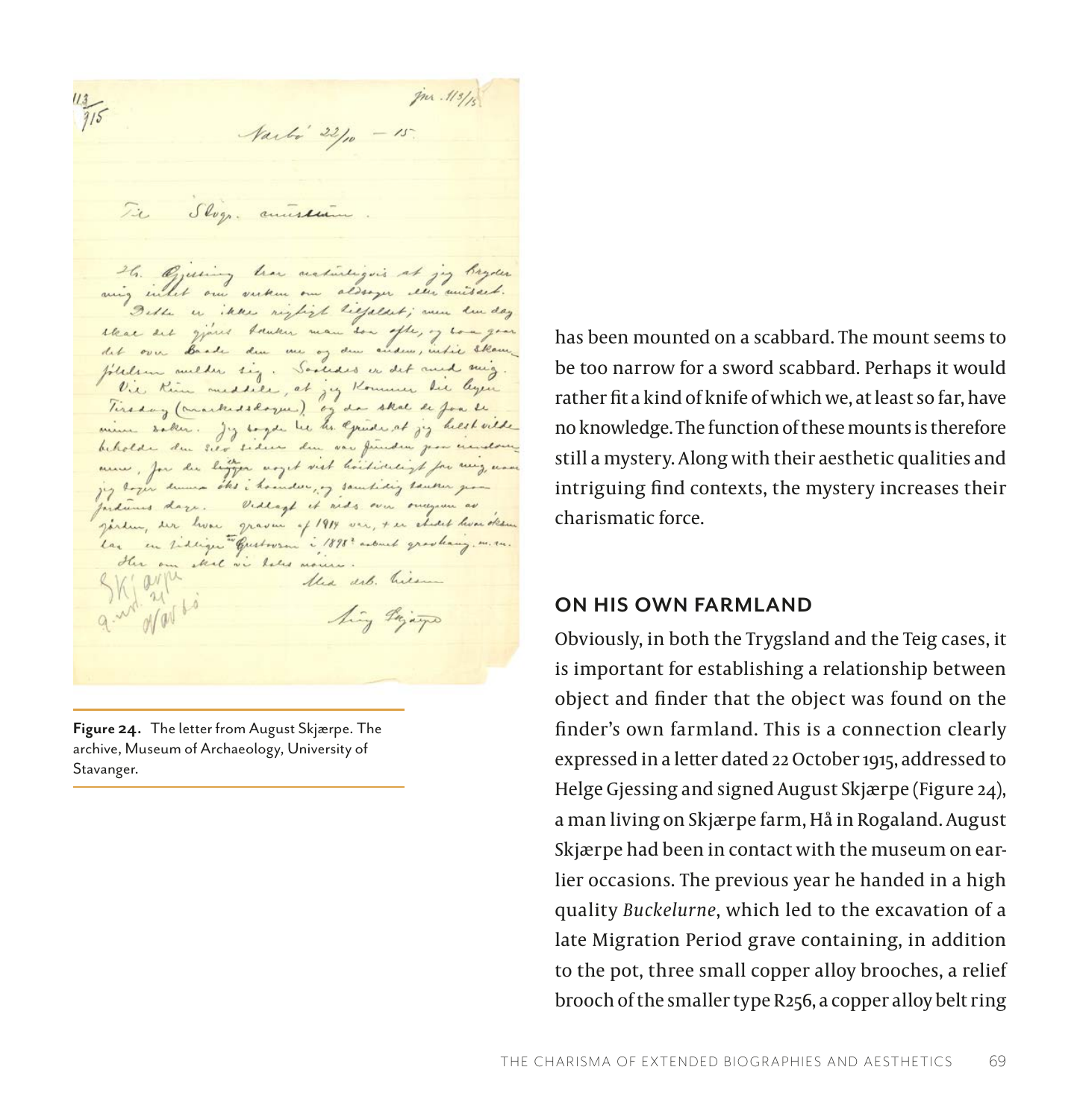Figure 24. The letter from August Skjærpe. The archive, Museum of Archaeology, University of Stavanger.

has been mounted on a scabbard. The mount seems to be too narrow for a sword scabbard. Perhaps it would rather fit a kind of knife of which we, at least so far, have no knowledge. The function of these mounts is therefore still a mystery. Along with their aesthetic qualities and intriguing find contexts, the mystery increases their charismatic force.

## ON HIS OWN FARMLAND

Obviously, in both the Trygsland and the Teig cases, it is important for establishing a relationship between object and finder that the object was found on the finder's own farmland. This is a connection clearly expressed in a letter dated 22 October 1915, addressed to Helge Gjessing and signed August Skjærpe (Figure 24), a man living on Skjærpe farm, Hå in Rogaland. August Skjærpe had been in contact with the museum on earlier occasions. The previous year he handed in a high quality *Buckelurne*, which led to the excavation of a late Migration Period grave containing, in addition to the pot, three small copper alloy brooches, a relief brooch of the smaller type R256, a copper alloy belt ring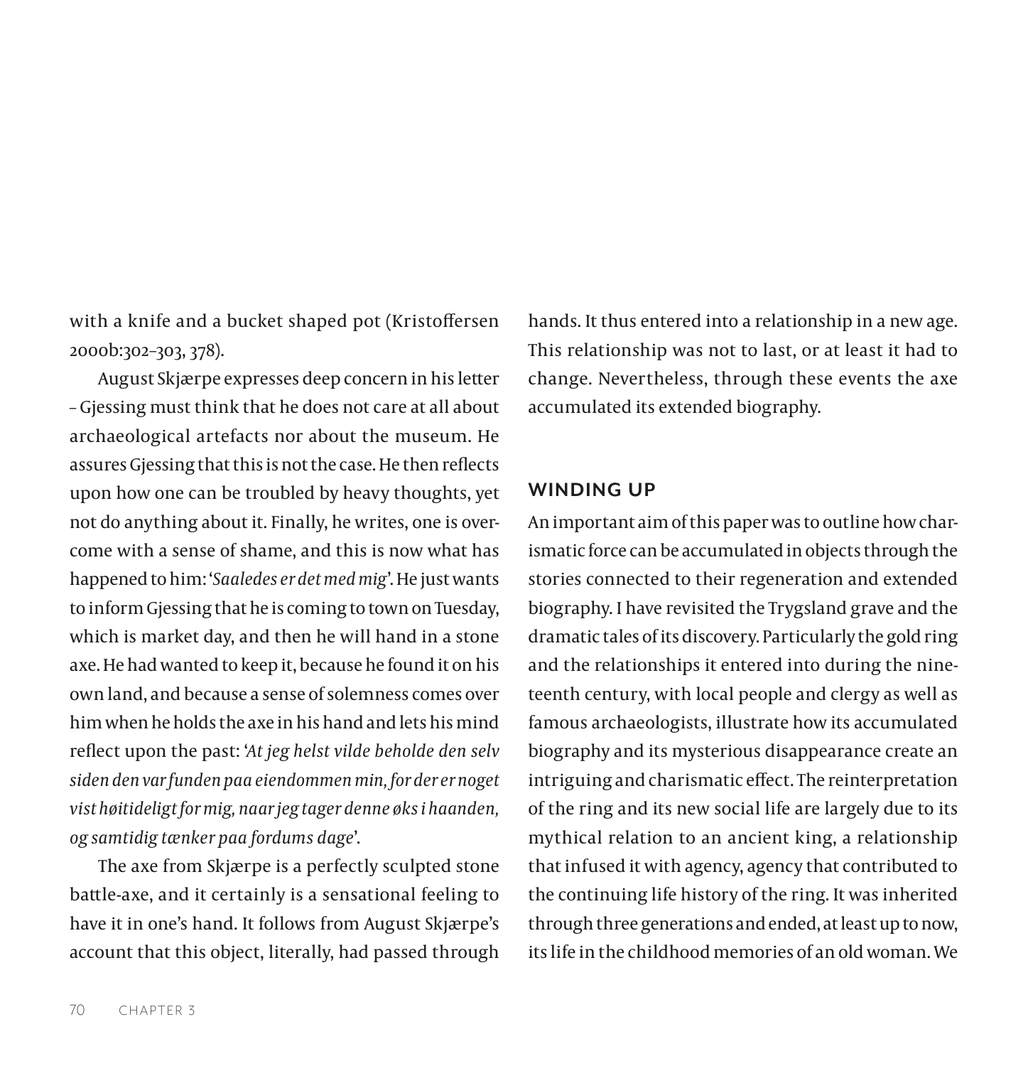with a knife and a bucket shaped pot (Kristoffersen 2000b:302–303, 378).

August Skjærpe expresses deep concern in his letter – Gjessing must think that he does not care at all about archaeological artefacts nor about the museum. He assures Gjessing that this is not the case. He then reflects upon how one can be troubled by heavy thoughts, yet not do anything about it. Finally, he writes, one is overcome with a sense of shame, and this is now what has happened to him: '*Saaledes er det med mig*'. He just wants to inform Gjessing that he is coming to town on Tuesday, which is market day, and then he will hand in a stone axe. He had wanted to keep it, because he found it on his own land, and because a sense of solemness comes over him when he holds the axe in his hand and lets his mind reflect upon the past: '*At jeg helst vilde beholde den selv siden den var funden paa eiendommen min, for der er noget vist høitideligt for mig, naar jeg tager denne øks i haanden, og samtidig tænker paa fordums dage*'.

The axe from Skjærpe is a perfectly sculpted stone battle-axe, and it certainly is a sensational feeling to have it in one's hand. It follows from August Skjærpe's account that this object, literally, had passed through hands. It thus entered into a relationship in a new age. This relationship was not to last, or at least it had to change. Nevertheless, through these events the axe accumulated its extended biography.

## WINDING UP

An important aim of this paper was to outline how charismatic force can be accumulated in objects through the stories connected to their regeneration and extended biography. I have revisited the Trygsland grave and the dramatic tales of its discovery. Particularly the gold ring and the relationships it entered into during the nineteenth century, with local people and clergy as well as famous archaeologists, illustrate how its accumulated biography and its mysterious disappearance create an intriguing and charismatic effect. The reinterpretation of the ring and its new social life are largely due to its mythical relation to an ancient king, a relationship that infused it with agency, agency that contributed to the continuing life history of the ring. It was inherited through three generations and ended, at least up to now, its life in the childhood memories of an old woman. We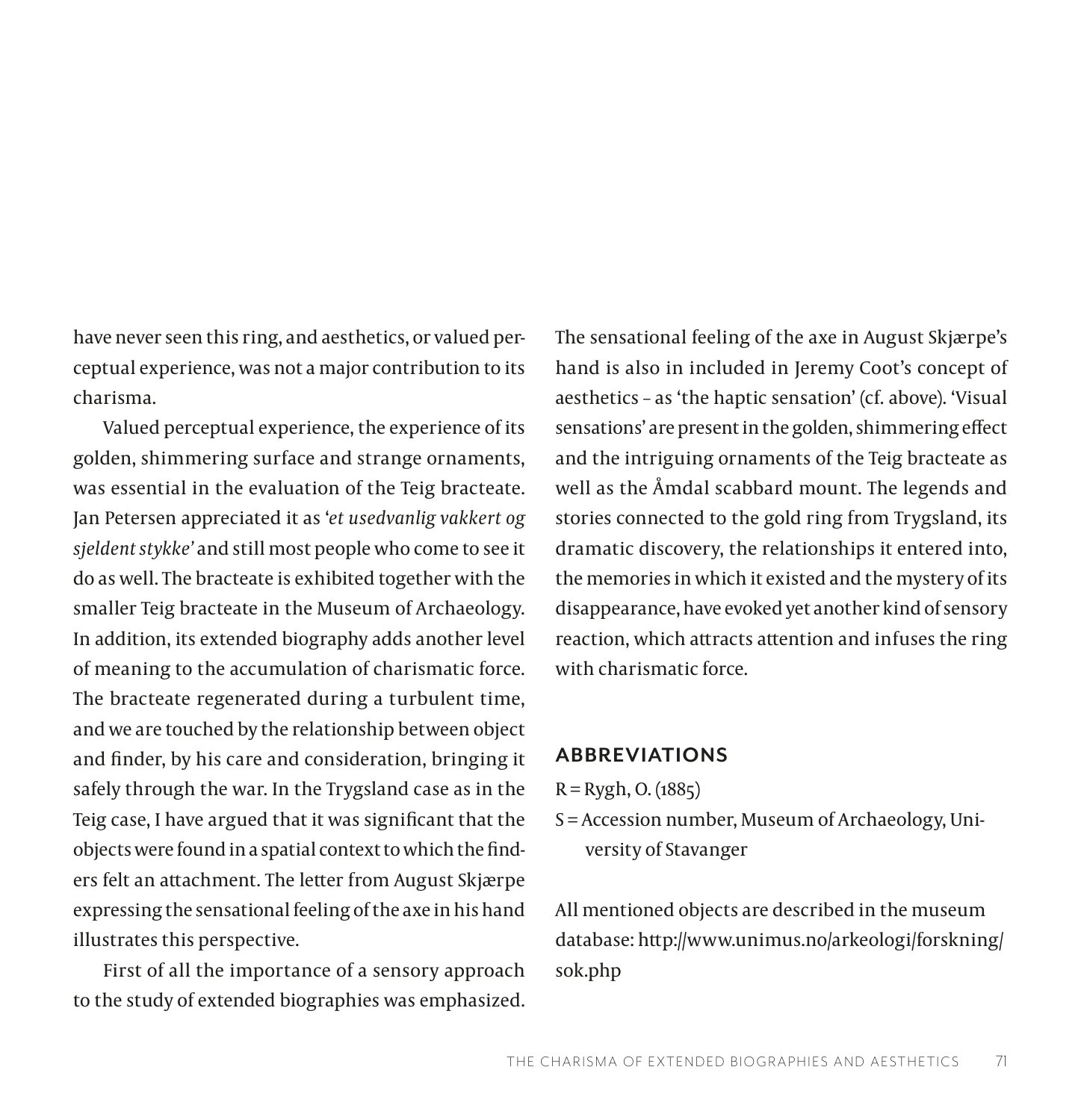have never seen this ring, and aesthetics, or valued perceptual experience, was not a major contribution to its charisma.

Valued perceptual experience, the experience of its golden, shimmering surface and strange ornaments, was essential in the evaluation of the Teig bracteate. Jan Petersen appreciated it as '*et usedvanlig vakkert og sjeldent stykke'* and still most people who come to see it do as well. The bracteate is exhibited together with the smaller Teig bracteate in the Museum of Archaeology. In addition, its extended biography adds another level of meaning to the accumulation of charismatic force. The bracteate regenerated during a turbulent time, and we are touched by the relationship between object and finder, by his care and consideration, bringing it safely through the war. In the Trygsland case as in the Teig case, I have argued that it was significant that the objects were found in a spatial context to which the finders felt an attachment. The letter from August Skjærpe expressing the sensational feeling of the axe in his hand illustrates this perspective.

First of all the importance of a sensory approach to the study of extended biographies was emphasized. The sensational feeling of the axe in August Skjærpe's hand is also in included in Jeremy Coot's concept of aesthetics – as 'the haptic sensation' (cf. above). 'Visual sensations' are present in the golden, shimmering effect and the intriguing ornaments of the Teig bracteate as well as the Åmdal scabbard mount. The legends and stories connected to the gold ring from Trygsland, its dramatic discovery, the relationships it entered into, the memories in which it existed and the mystery of its disappearance, have evoked yet another kind of sensory reaction, which attracts attention and infuses the ring with charismatic force.

## ABBREVIATIONS

R = Rygh, O. (1885)

S = Accession number, Museum of Archaeology, University of Stavanger

All mentioned objects are described in the museum database: http://www.unimus.no/arkeologi/forskning/sok.php